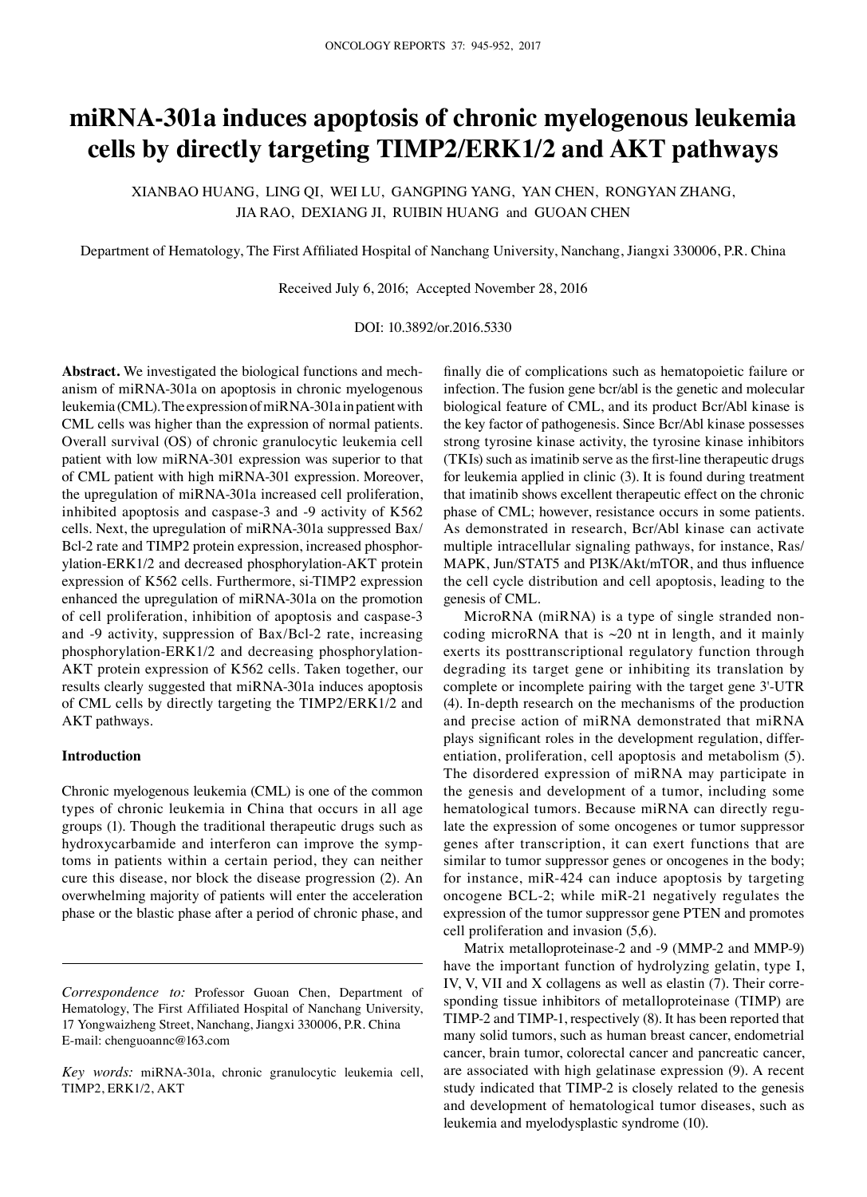# miRNA-301a induces apoptosis of chronic myelogenous leukemia cells by directly targeting TIMP2/ERK1/2 and AKT pathways

XIANBAO HUANG, LING QI, WEI LU, GANGPING YANG, YAN CHEN, RONGYAN ZHANG, JIA RAO, DEXIANG JI, RUIBIN HUANG and GUOAN CHEN

Department of Hematology, The First Affiliated Hospital of Nanchang University, Nanchang, Jiangxi 330006, P.R. China

Received July 6, 2016; Accepted November 28, 2016

DOI: 10.3892/or.2016.5330

**Abstract.** We investigated the biological functions and mechanism of miRNA-301a on apoptosis in chronic myelogenous leukemia (CML). The expression of miRNA-301a in patient with CML cells was higher than the expression of normal patients. Overall survival (OS) of chronic granulocytic leukemia cell patient with low miRNA-301 expression was superior to that of CML patient with high miRNA-301 expression. Moreover, the upregulation of miRNA-301a increased cell proliferation, inhibited apoptosis and caspase-3 and -9 activity of K562 cells. Next, the upregulation of miRNA-301a suppressed Bax/Bcl-2 rate and TIMP2 protein expression, increased phosphorylation-ERK1/2 and decreased phosphorylation-AKT protein expression of K562 cells. Furthermore, si-TIMP2 expression enhanced the upregulation of miRNA-301a on the promotion of cell proliferation, inhibition of apoptosis and caspase-3 and -9 activity, suppression of Bax/Bcl-2 rate, increasing phosphorylation-ERK1/2 and decreasing phosphorylation-AKT protein expression of K562 cells. Taken together, our results clearly suggested that miRNA-301a induces apoptosis of CML cells by directly targeting the TIMP2/ERK1/2 and AKT pathways.

## Introduction

Chronic myelogenous leukemia (CML) is one of the common types of chronic leukemia in China that occurs in all age groups (1). Though the traditional therapeutic drugs such as hydroxycarbamide and interferon can improve the symptoms in patients within a certain period, they can neither cure this disease, nor block the disease progression (2). An overwhelming majority of patients will enter the acceleration phase or the blastic phase after a period of chronic phase, and finally die of complications such as hematopoietic failure or infection. The fusion gene bcr/abl is the genetic and molecular biological feature of CML, and its product Bcr/Abl kinase is the key factor of pathogenesis. Since Bcr/Abl kinase possesses strong tyrosine kinase activity, the tyrosine kinase inhibitors (TKIs) such as imatinib serve as the first-line therapeutic drugs for leukemia applied in clinic (3). It is found during treatment that imatinib shows excellent therapeutic effect on the chronic phase of CML; however, resistance occurs in some patients. As demonstrated in research, Bcr/Abl kinase can activate multiple intracellular signaling pathways, for instance, Ras/MAPK, Jun/STAT5 and PI3K/Akt/mTOR, and thus influence the cell cycle distribution and cell apoptosis, leading to the genesis of CML.

MicroRNA (miRNA) is a type of single stranded non-coding microRNA that is ~20 nt in length, and it mainly exerts its posttranscriptional regulatory function through degrading its target gene or inhibiting its translation by complete or incomplete pairing with the target gene 3'-UTR (4). In-depth research on the mechanisms of the production and precise action of miRNA demonstrated that miRNA plays significant roles in the development regulation, differentiation, proliferation, cell apoptosis and metabolism (5). The disordered expression of miRNA may participate in the genesis and development of a tumor, including some hematological tumors. Because miRNA can directly regulate the expression of some oncogenes or tumor suppressor genes after transcription, it can exert functions that are similar to tumor suppressor genes or oncogenes in the body; for instance, miR-424 can induce apoptosis by targeting oncogene BCL-2; while miR-21 negatively regulates the expression of the tumor suppressor gene PTEN and promotes cell proliferation and invasion (5,6).

Matrix metalloproteinase-2 and -9 (MMP-2 and MMP-9) have the important function of hydrolyzing gelatin, type I, IV, V, VII and X collagens as well as elastin (7). Their corresponding tissue inhibitors of metalloproteinase (TIMP) are TIMP-2 and TIMP-1, respectively (8). It has been reported that many solid tumors, such as human breast cancer, endometrial cancer, brain tumor, colorectal cancer and pancreatic cancer, are associated with high gelatinase expression (9). A recent study indicated that TIMP-2 is closely related to the genesis and development of hematological tumor diseases, such as leukemia and myelodysplastic syndrome (10).

*Correspondence to:* Professor Guoan Chen, Department of Hematology, The First Affiliated Hospital of Nanchang University, 17 Yongwaizheng Street, Nanchang, Jiangxi 330006, P.R. China
E-mail: chenguoannc@163.com

*Key words:* miRNA-301a, chronic granulocytic leukemia cell, TIMP2, ERK1/2, AKT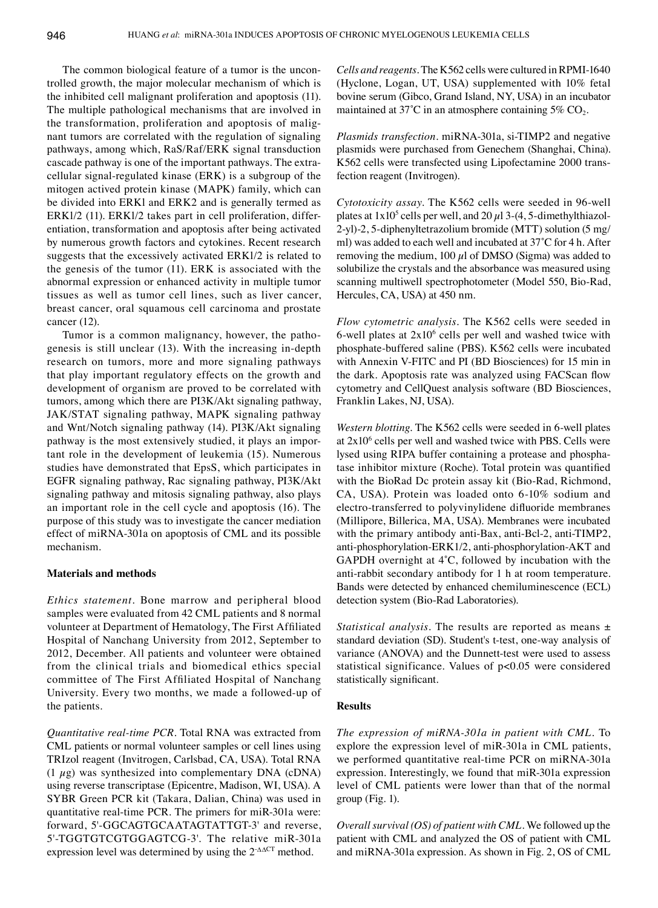The common biological feature of a tumor is the uncontrolled growth, the major molecular mechanism of which is the inhibited cell malignant proliferation and apoptosis (11). The multiple pathological mechanisms that are involved in the transformation, proliferation and apoptosis of malignant tumors are correlated with the regulation of signaling pathways, among which, RaS/Raf/ERK signal transduction cascade pathway is one of the important pathways. The extracellular signal-regulated kinase (ERK) is a subgroup of the mitogen actived protein kinase (MAPK) family, which can be divided into ERKl and ERK2 and is generally termed as ERKl/2 (11). ERKl/2 takes part in cell proliferation, differentiation, transformation and apoptosis after being activated by numerous growth factors and cytokines. Recent research suggests that the excessively activated ERKl/2 is related to the genesis of the tumor (11). ERK is associated with the abnormal expression or enhanced activity in multiple tumor tissues as well as tumor cell lines, such as liver cancer, breast cancer, oral squamous cell carcinoma and prostate cancer (12).

Tumor is a common malignancy, however, the pathogenesis is still unclear (13). With the increasing in-depth research on tumors, more and more signaling pathways that play important regulatory effects on the growth and development of organism are proved to be correlated with tumors, among which there are PI3K/Akt signaling pathway, JAK/STAT signaling pathway, MAPK signaling pathway and Wnt/Notch signaling pathway (14). PI3K/Akt signaling pathway is the most extensively studied, it plays an important role in the development of leukemia (15). Numerous studies have demonstrated that EpsS, which participates in EGFR signaling pathway, Rac signaling pathway, PI3K/Akt signaling pathway and mitosis signaling pathway, also plays an important role in the cell cycle and apoptosis (16). The purpose of this study was to investigate the cancer mediation effect of miRNA-301a on apoptosis of CML and its possible mechanism.

## Materials and methods

*Ethics statement.* Bone marrow and peripheral blood samples were evaluated from 42 CML patients and 8 normal volunteer at Department of Hematology, The First Affiliated Hospital of Nanchang University from 2012, September to 2012, December. All patients and volunteer were obtained from the clinical trials and biomedical ethics special committee of The First Affiliated Hospital of Nanchang University. Every two months, we made a followed-up of the patients.

*Quantitative real-time PCR.* Total RNA was extracted from CML patients or normal volunteer samples or cell lines using TRIzol reagent (Invitrogen, Carlsbad, CA, USA). Total RNA (1 $\mu$g) was synthesized into complementary DNA (cDNA) using reverse transcriptase (Epicentre, Madison, WI, USA). A SYBR Green PCR kit (Takara, Dalian, China) was used in quantitative real-time PCR. The primers for miR-301a were: forward, 5'-GGCAGTGCAATAGTATTGT-3' and reverse, 5'-TGGTGTCGTGGAGTCG-3'. The relative miR-301a expression level was determined by using the $2^{-\Delta\Delta CT}$ method.

*Cells and reagents.* The K562 cells were cultured in RPMI-1640 (Hyclone, Logan, UT, USA) supplemented with 10% fetal bovine serum (Gibco, Grand Island, NY, USA) in an incubator maintained at 37˚C in an atmosphere containing 5% $CO_2$.

*Plasmids transfection.* miRNA-301a, si-TIMP2 and negative plasmids were purchased from Genechem (Shanghai, China). K562 cells were transfected using Lipofectamine 2000 transfection reagent (Invitrogen).

*Cytotoxicity assay.* The K562 cells were seeded in 96-well plates at $1\times10^5$ cells per well, and 20 $\mu$l 3-(4, 5-dimethylthiazol-2-yl)-2, 5-diphenyltetrazolium bromide (MTT) solution (5 mg/ml) was added to each well and incubated at 37˚C for 4 h. After removing the medium, 100 $\mu$l of DMSO (Sigma) was added to solubilize the crystals and the absorbance was measured using scanning multiwell spectrophotometer (Model 550, Bio-Rad, Hercules, CA, USA) at 450 nm.

*Flow cytometric analysis.* The K562 cells were seeded in 6-well plates at $2\times10^6$ cells per well and washed twice with phosphate-buffered saline (PBS). K562 cells were incubated with Annexin V-FITC and PI (BD Biosciences) for 15 min in the dark. Apoptosis rate was analyzed using FACScan flow cytometry and CellQuest analysis software (BD Biosciences, Franklin Lakes, NJ, USA).

*Western blotting.* The K562 cells were seeded in 6-well plates at $2\times10^6$ cells per well and washed twice with PBS. Cells were lysed using RIPA buffer containing a protease and phosphatase inhibitor mixture (Roche). Total protein was quantified with the BioRad Dc protein assay kit (Bio-Rad, Richmond, CA, USA). Protein was loaded onto 6-10% sodium and electro-transferred to polyvinylidene difluoride membranes (Millipore, Billerica, MA, USA). Membranes were incubated with the primary antibody anti-Bax, anti-Bcl-2, anti-TIMP2, anti-phosphorylation-ERK1/2, anti-phosphorylation-AKT and GAPDH overnight at 4˚C, followed by incubation with the anti-rabbit secondary antibody for 1 h at room temperature. Bands were detected by enhanced chemiluminescence (ECL) detection system (Bio-Rad Laboratories).

*Statistical analysis.* The results are reported as means ± standard deviation (SD). Student's t-test, one-way analysis of variance (ANOVA) and the Dunnett-test were used to assess statistical significance. Values of $p<0.05$ were considered statistically significant.

## Results

*The expression of miRNA-301a in patient with CML.* To explore the expression level of miR-301a in CML patients, we performed quantitative real-time PCR on miRNA-301a expression. Interestingly, we found that miR-301a expression level of CML patients were lower than that of the normal group (Fig. 1).

*Overall survival (OS) of patient with CML.* We followed up the patient with CML and analyzed the OS of patient with CML and miRNA-301a expression. As shown in Fig. 2, OS of CML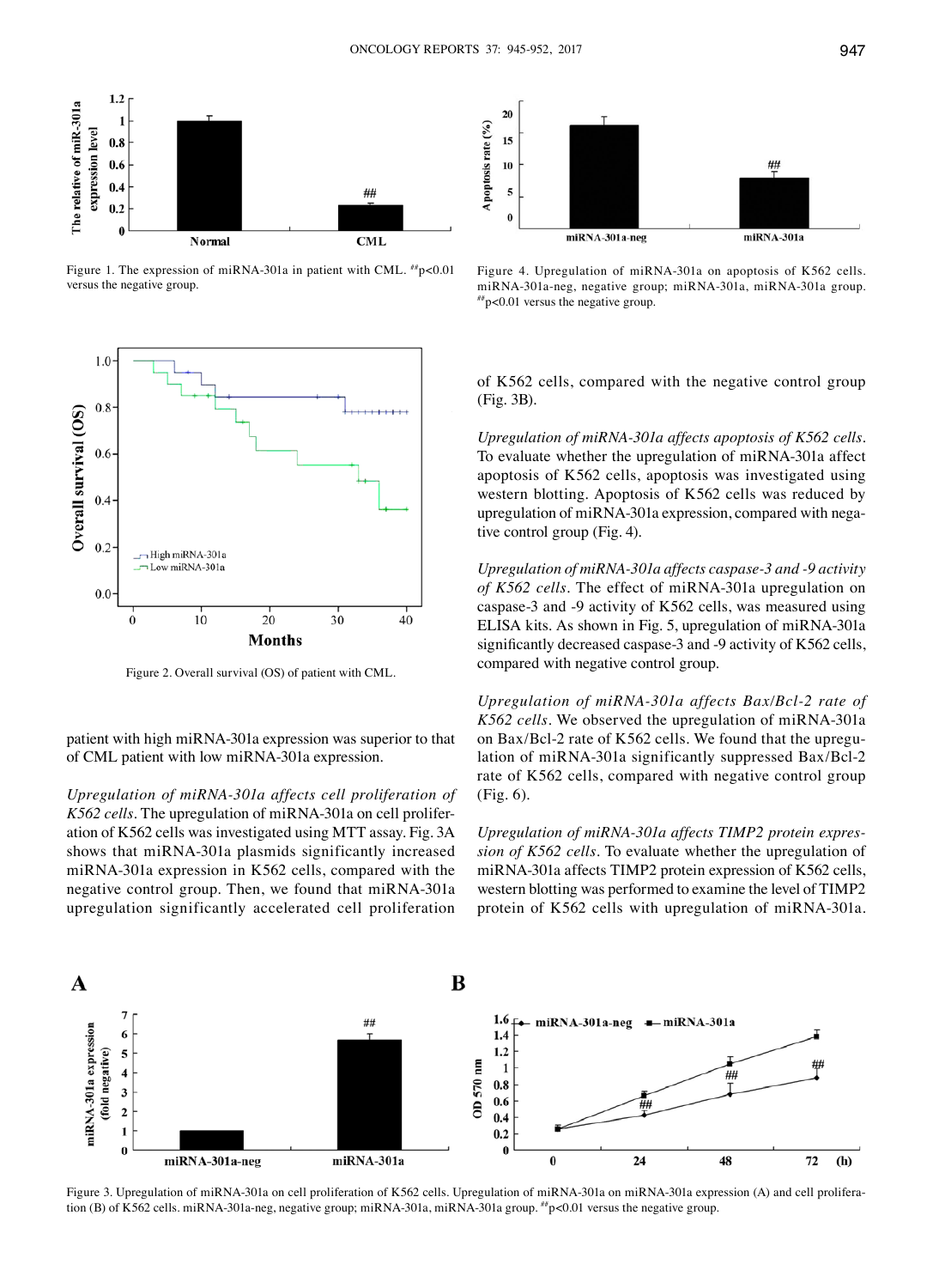The relative of miR-301a expression level

1.2
1
0.8
0.6
0.4
0.2
0

##

Normal
CML

Figure 1. The expression of miRNA-301a in patient with CML. ##p<0.01 versus the negative group.

Overall survival (OS)

1.0
0.8
0.6
0.4
0.2
0.0

High miRNA-301a
Low miRNA-301a

0 10 20 30 40

Months

Figure 2. Overall survival (OS) of patient with CML.

patient with high miRNA-301a expression was superior to that of CML patient with low miRNA-301a expression.

*Upregulation of miRNA-301a affects cell proliferation of K562 cells*. The upregulation of miRNA-301a on cell proliferation of K562 cells was investigated using MTT assay. Fig. 3A shows that miRNA-301a plasmids significantly increased miRNA-301a expression in K562 cells, compared with the negative control group. Then, we found that miRNA-301a upregulation significantly accelerated cell proliferation of K562 cells, compared with the negative control group (Fig. 3B).

Apoptosis rate (%)

20
15
10
5
0

##

miRNA-301a-neg
miRNA-301a

Figure 4. Upregulation of miRNA-301a on apoptosis of K562 cells. miRNA-301a-neg, negative group; miRNA-301a, miRNA-301a group. ##p<0.01 versus the negative group.

*Upregulation of miRNA-301a affects apoptosis of K562 cells*. To evaluate whether the upregulation of miRNA-301a affect apoptosis of K562 cells, apoptosis was investigated using western blotting. Apoptosis of K562 cells was reduced by upregulation of miRNA-301a expression, compared with negative control group (Fig. 4).

*Upregulation of miRNA-301a affects caspase-3 and -9 activity of K562 cells*. The effect of miRNA-301a upregulation on caspase-3 and -9 activity of K562 cells, was measured using ELISA kits. As shown in Fig. 5, upregulation of miRNA-301a significantly decreased caspase-3 and -9 activity of K562 cells, compared with negative control group.

*Upregulation of miRNA-301a affects Bax/Bcl-2 rate of K562 cells*. We observed the upregulation of miRNA-301a on Bax/Bcl-2 rate of K562 cells. We found that the upregulation of miRNA-301a significantly suppressed Bax/Bcl-2 rate of K562 cells, compared with negative control group (Fig. 6).

*Upregulation of miRNA-301a affects TIMP2 protein expression of K562 cells*. To evaluate whether the upregulation of miRNA-301a affects TIMP2 protein expression of K562 cells, western blotting was performed to examine the level of TIMP2 protein of K562 cells with upregulation of miRNA-301a.

A

miRNA-301a expression (fold negative)

7
6
5
4
3
2
1
0

##

miRNA-301a-neg
miRNA-301a

B

miRNA-301a-neg
miRNA-301a

OD 570 nm

1.6
1.4
1.2
1
0.8
0.6
0.4
0.2
0

##
##
##

0 24 48 72 (h)

Figure 3. Upregulation of miRNA-301a on cell proliferation of K562 cells. Upregulation of miRNA-301a on miRNA-301a expression (A) and cell proliferation (B) of K562 cells. miRNA-301a-neg, negative group; miRNA-301a, miRNA-301a group. ##p<0.01 versus the negative group.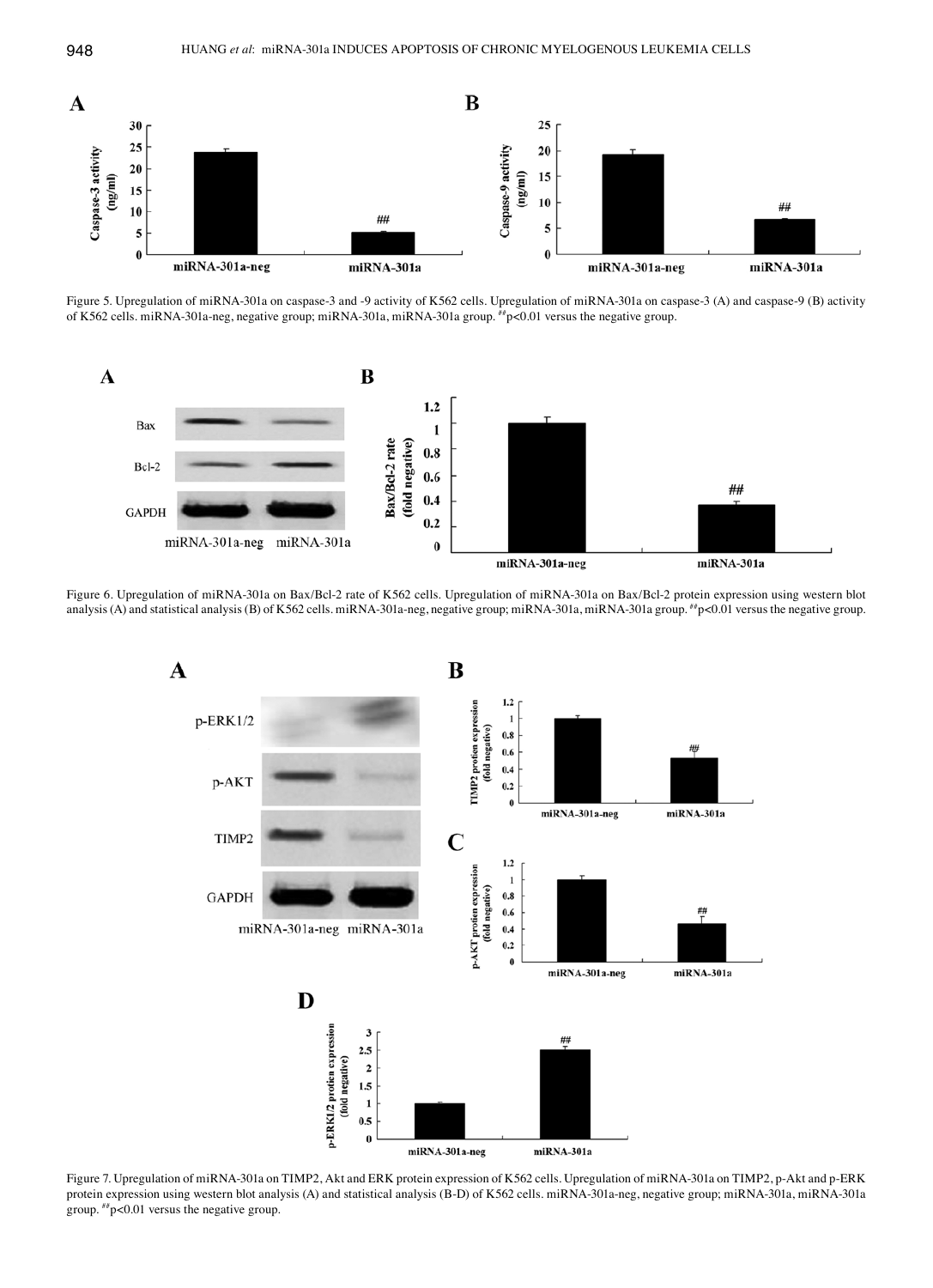A

Caspase-3 activity (ng/ml)

30
25
20
15
10
5
0

##

miRNA-301a-neg
miRNA-301a

B

Caspase-9 activity (ng/ml)

25
20
15
10
5
0

##

miRNA-301a-neg
miRNA-301a

Figure 5. Upregulation of miRNA-301a on caspase-3 and -9 activity of K562 cells. Upregulation of miRNA-301a on caspase-3 (A) and caspase-9 (B) activity of K562 cells. miRNA-301a-neg, negative group; miRNA-301a, miRNA-301a group. ##p<0.01 versus the negative group.

A

Bax
Bcl-2
GAPDH

miRNA-301a-neg miRNA-301a

B

Bax/Bcl-2 rate (fold negative)

1.2
1
0.8
0.6
0.4
0.2
0

##

miRNA-301a-neg
miRNA-301a

Figure 6. Upregulation of miRNA-301a on Bax/Bcl-2 rate of K562 cells. Upregulation of miRNA-301a on Bax/Bcl-2 protein expression using western blot analysis (A) and statistical analysis (B) of K562 cells. miRNA-301a-neg, negative group; miRNA-301a, miRNA-301a group. ##p<0.01 versus the negative group.

A

p-ERK1/2
p-AKT
TIMP2
GAPDH

miRNA-301a-neg miRNA-301a

B

TIMP2 protien expression (fold negative)

1.2
1
0.8
0.6
0.4
0.2
0

##

miRNA-301a-neg
miRNA-301a

C

p-AKT protien expression (fold negative)

1.2
1
0.8
0.6
0.4
0.2
0

##

miRNA-301a-neg
miRNA-301a

D

p-ERK1/2 protien expression (fold negative)

3
2.5
2
1.5
1
0.5
0

##

miRNA-301a-neg
miRNA-301a

Figure 7. Upregulation of miRNA-301a on TIMP2, Akt and ERK protein expression of K562 cells. Upregulation of miRNA-301a on TIMP2, p-Akt and p-ERK protein expression using western blot analysis (A) and statistical analysis (B-D) of K562 cells. miRNA-301a-neg, negative group; miRNA-301a, miRNA-301a group. ##p<0.01 versus the negative group.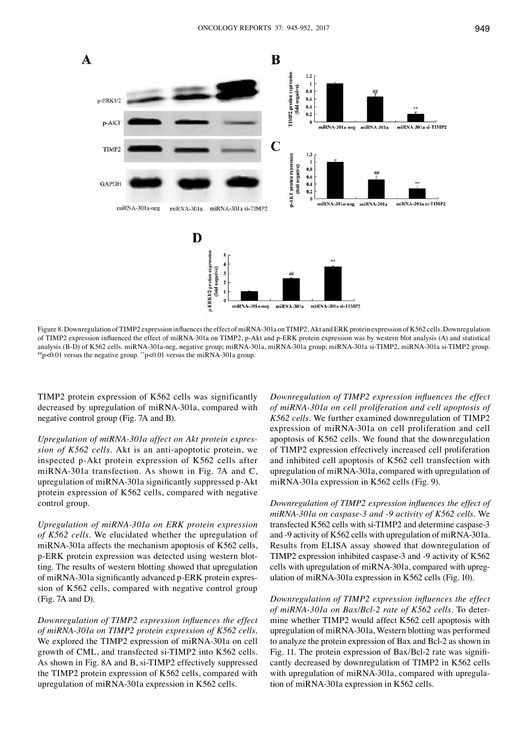Figure 8. Downregulation of TIMP2 expression influences the effect of miRNA-301a on TIMP2, Akt and ERK protein expression of K562 cells. Downregulation of TIMP2 expression influenced the effect of miRNA-301a on TIMP2, p-Akt and p-ERK protein expression was by western blot analysis (A) and statistical analysis (B-D) of K562 cells. miRNA-301a-neg, negative group; miRNA-301a, miRNA-301a group; miRNA-301a si-TIMP2, miRNA-301a si-TIMP2 group. ##p<0.01 versus the negative group. **p<0.01 versus the miRNA-301a group.

TIMP2 protein expression of K562 cells was significantly decreased by upregulation of miRNA-301a, compared with negative control group (Fig. 7A and B).

*Upregulation of miRNA-301a affect on Akt protein expression of K562 cells.* Akt is an anti-apoptotic protein, we inspected p-Akt protein expression of K562 cells after miRNA-301a transfection. As shown in Fig. 7A and C, upregulation of miRNA-301a significantly suppressed p-Akt protein expression of K562 cells, compared with negative control group.

*Upregulation of miRNA-301a on ERK protein expression of K562 cells.* We elucidated whether the upregulation of miRNA-301a affects the mechanism apoptosis of K562 cells, p-ERK protein expression was detected using western blotting. The results of western blotting showed that upregulation of miRNA-301a significantly advanced p-ERK protein expression of K562 cells, compared with negative control group (Fig. 7A and D).

*Downregulation of TIMP2 expression influences the effect of miRNA-301a on TIMP2 protein expression of K562 cells.* We explored the TIMP2 expression of miRNA-301a on cell growth of CML, and transfected si-TIMP2 into K562 cells. As shown in Fig. 8A and B, si-TIMP2 effectively suppressed the TIMP2 protein expression of K562 cells, compared with upregulation of miRNA-301a expression in K562 cells.

*Downregulation of TIMP2 expression influences the effect of miRNA-301a on cell proliferation and cell apoptosis of K562 cells.* We further examined downregulation of TIMP2 expression of miRNA-301a on cell proliferation and cell apoptosis of K562 cells. We found that the downregulation of TIMP2 expression effectively increased cell proliferation and inhibited cell apoptosis of K562 cell transfection with upregulation of miRNA-301a, compared with upregulation of miRNA-301a expression in K562 cells (Fig. 9).

*Downregulation of TIMP2 expression influences the effect of miRNA-301a on caspase-3 and -9 activity of K562 cells.* We transfected K562 cells with si-TIMP2 and determine caspase-3 and -9 activity of K562 cells with upregulation of miRNA-301a. Results from ELISA assay showed that downregulation of TIMP2 expression inhibited caspase-3 and -9 activity of K562 cells with upregulation of miRNA-301a, compared with upregulation of miRNA-301a expression in K562 cells (Fig. 10).

*Downregulation of TIMP2 expression influences the effect of miRNA-301a on Bax/Bcl-2 rate of K562 cells.* To determine whether TIMP2 would affect K562 cell apoptosis with upregulation of miRNA-301a, Western blotting was performed to analyze the protein expression of Bax and Bcl-2 as shown in Fig. 11. The protein expression of Bax/Bcl-2 rate was significantly decreased by downregulation of TIMP2 in K562 cells with upregulation of miRNA-301a, compared with upregulation of miRNA-301a expression in K562 cells.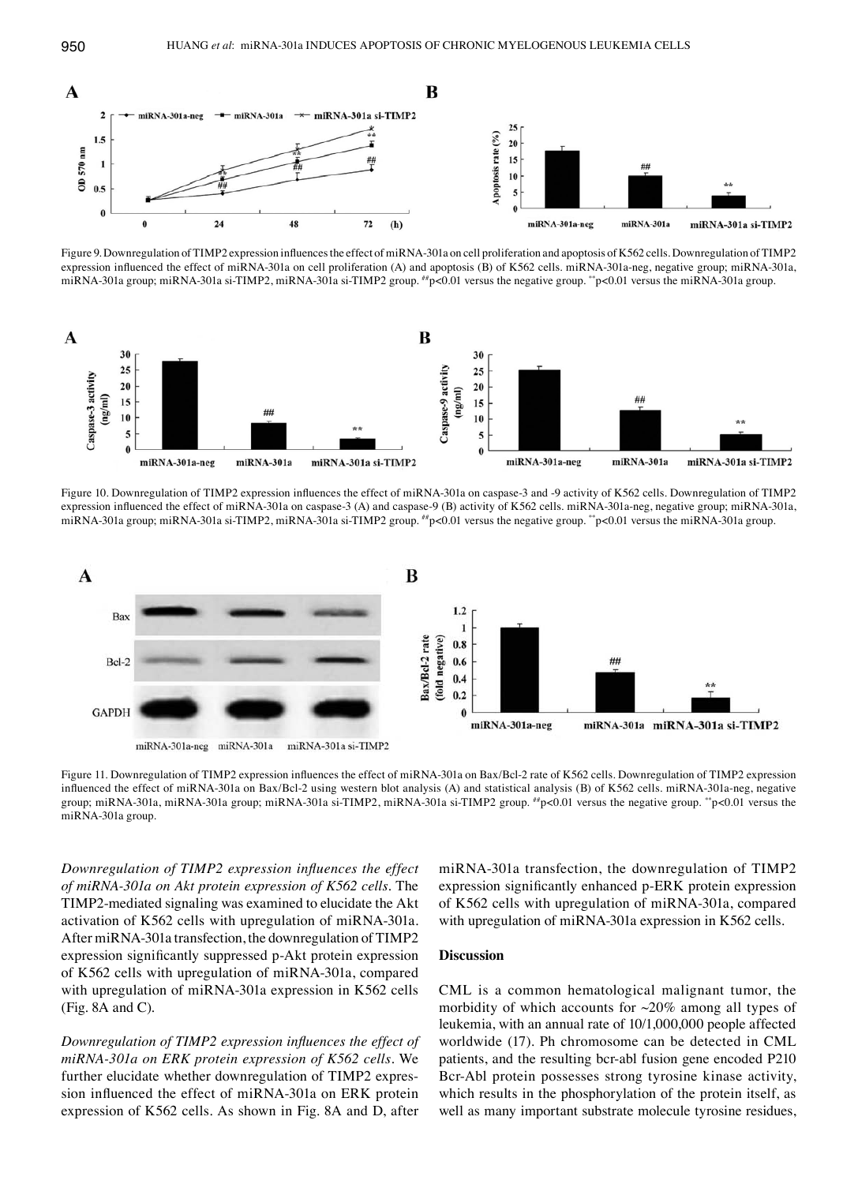A

miRNA-301a-neg  miRNA-301a  miRNA-301a si-TIMP2

OD 570 nm

2
1.5
1
0.5
0

0  24  48  72 (h)

B

Apoptosis rate (%)

25
20
15
10
5
0

miRNA-301a-neg  miRNA-301a  miRNA-301a si-TIMP2

Figure 9. Downregulation of TIMP2 expression influences the effect of miRNA-301a on cell proliferation and apoptosis of K562 cells. Downregulation of TIMP2 expression influenced the effect of miRNA-301a on cell proliferation (A) and apoptosis (B) of K562 cells. miRNA-301a-neg, negative group; miRNA-301a, miRNA-301a group; miRNA-301a si-TIMP2, miRNA-301a si-TIMP2 group. ##p<0.01 versus the negative group. **p<0.01 versus the miRNA-301a group.

A

Caspase-3 activity (ng/ml)

30
25
20
15
10
5
0

miRNA-301a-neg  miRNA-301a  miRNA-301a si-TIMP2

B

Caspase-9 activity (ng/ml)

30
25
20
15
10
5
0

miRNA-301a-neg  miRNA-301a  miRNA-301a si-TIMP2

Figure 10. Downregulation of TIMP2 expression influences the effect of miRNA-301a on caspase-3 and -9 activity of K562 cells. Downregulation of TIMP2 expression influenced the effect of miRNA-301a on caspase-3 (A) and caspase-9 (B) activity of K562 cells. miRNA-301a-neg, negative group; miRNA-301a, miRNA-301a group; miRNA-301a si-TIMP2, miRNA-301a si-TIMP2 group. ##p<0.01 versus the negative group. **p<0.01 versus the miRNA-301a group.

A

Bax

Bcl-2

GAPDH

miRNA-301a-neg  miRNA-301a  miRNA-301a si-TIMP2

B

Bax/Bcl-2 rate (fold negative)

1.2
1
0.8
0.6
0.4
0.2
0

miRNA-301a-neg  miRNA-301a  miRNA-301a si-TIMP2

Figure 11. Downregulation of TIMP2 expression influences the effect of miRNA-301a on Bax/Bcl-2 rate of K562 cells. Downregulation of TIMP2 expression influenced the effect of miRNA-301a on Bax/Bcl-2 using western blot analysis (A) and statistical analysis (B) of K562 cells. miRNA-301a-neg, negative group; miRNA-301a, miRNA-301a group; miRNA-301a si-TIMP2, miRNA-301a si-TIMP2 group. ##p<0.01 versus the negative group. **p<0.01 versus the miRNA-301a group.

*Downregulation of TIMP2 expression influences the effect of miRNA-301a on Akt protein expression of K562 cells.* The TIMP2-mediated signaling was examined to elucidate the Akt activation of K562 cells with upregulation of miRNA-301a. After miRNA-301a transfection, the downregulation of TIMP2 expression significantly suppressed p-Akt protein expression of K562 cells with upregulation of miRNA-301a, compared with upregulation of miRNA-301a expression in K562 cells (Fig. 8A and C).

*Downregulation of TIMP2 expression influences the effect of miRNA-301a on ERK protein expression of K562 cells.* We further elucidate whether downregulation of TIMP2 expression influenced the effect of miRNA-301a on ERK protein expression of K562 cells. As shown in Fig. 8A and D, after miRNA-301a transfection, the downregulation of TIMP2 expression significantly enhanced p-ERK protein expression of K562 cells with upregulation of miRNA-301a, compared with upregulation of miRNA-301a expression in K562 cells.

## Discussion

CML is a common hematological malignant tumor, the morbidity of which accounts for ~20% among all types of leukemia, with an annual rate of 10/1,000,000 people affected worldwide (17). Ph chromosome can be detected in CML patients, and the resulting bcr-abl fusion gene encoded P210 Bcr-Abl protein possesses strong tyrosine kinase activity, which results in the phosphorylation of the protein itself, as well as many important substrate molecule tyrosine residues,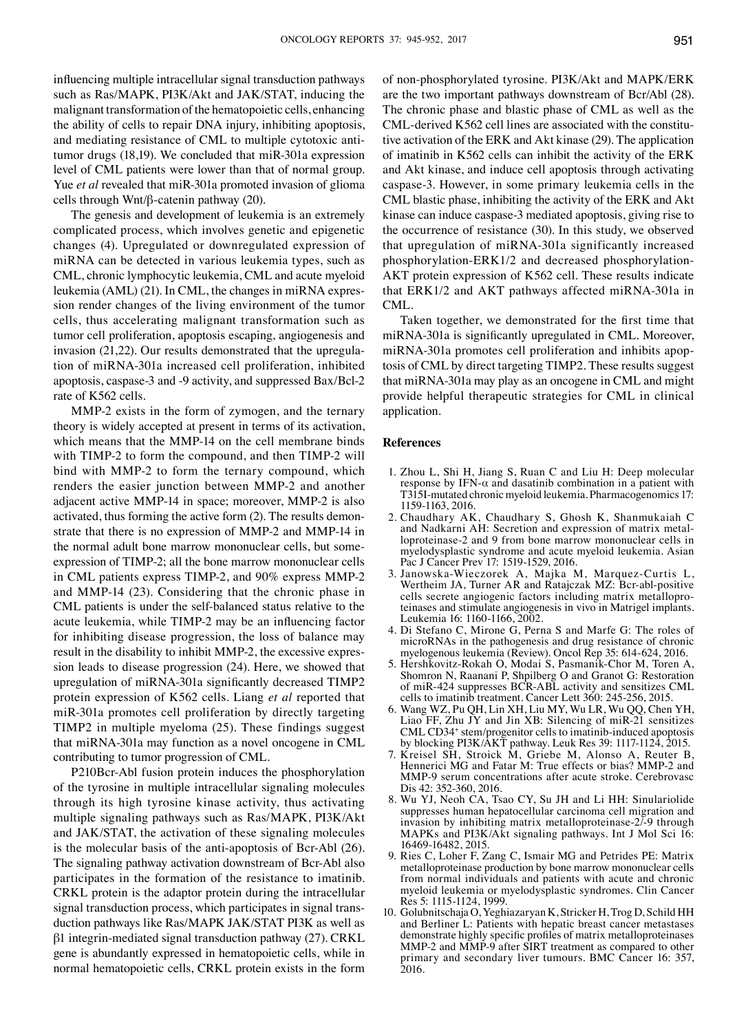influencing multiple intracellular signal transduction pathways such as Ras/MAPK, PI3K/Akt and JAK/STAT, inducing the malignant transformation of the hematopoietic cells, enhancing the ability of cells to repair DNA injury, inhibiting apoptosis, and mediating resistance of CML to multiple cytotoxic antitumor drugs (18,19). We concluded that miR-301a expression level of CML patients were lower than that of normal group. Yue *et al* revealed that miR-301a promoted invasion of glioma cells through Wnt/β-catenin pathway (20).

The genesis and development of leukemia is an extremely complicated process, which involves genetic and epigenetic changes (4). Upregulated or downregulated expression of miRNA can be detected in various leukemia types, such as CML, chronic lymphocytic leukemia, CML and acute myeloid leukemia (AML) (21). In CML, the changes in miRNA expression render changes of the living environment of the tumor cells, thus accelerating malignant transformation such as tumor cell proliferation, apoptosis escaping, angiogenesis and invasion (21,22). Our results demonstrated that the upregulation of miRNA-301a increased cell proliferation, inhibited apoptosis, caspase-3 and -9 activity, and suppressed Bax/Bcl-2 rate of K562 cells.

MMP-2 exists in the form of zymogen, and the ternary theory is widely accepted at present in terms of its activation, which means that the MMP-14 on the cell membrane binds with TIMP-2 to form the compound, and then TIMP-2 will bind with MMP-2 to form the ternary compound, which renders the easier junction between MMP-2 and another adjacent active MMP-14 in space; moreover, MMP-2 is also activated, thus forming the active form (2). The results demonstrate that there is no expression of MMP-2 and MMP-14 in the normal adult bone marrow mononuclear cells, but some-expression of TIMP-2; all the bone marrow mononuclear cells in CML patients express TIMP-2, and 90% express MMP-2 and MMP-14 (23). Considering that the chronic phase in CML patients is under the self-balanced status relative to the acute leukemia, while TIMP-2 may be an influencing factor for inhibiting disease progression, the loss of balance may result in the disability to inhibit MMP-2, the excessive expression leads to disease progression (24). Here, we showed that upregulation of miRNA-301a significantly decreased TIMP2 protein expression of K562 cells. Liang *et al* reported that miR-301a promotes cell proliferation by directly targeting TIMP2 in multiple myeloma (25). These findings suggest that miRNA-301a may function as a novel oncogene in CML contributing to tumor progression of CML.

P210Bcr-Abl fusion protein induces the phosphorylation of the tyrosine in multiple intracellular signaling molecules through its high tyrosine kinase activity, thus activating multiple signaling pathways such as Ras/MAPK, PI3K/Akt and JAK/STAT, the activation of these signaling molecules is the molecular basis of the anti-apoptosis of Bcr-Abl (26). The signaling pathway activation downstream of Bcr-Abl also participates in the formation of the resistance to imatinib. CRKL protein is the adaptor protein during the intracellular signal transduction process, which participates in signal transduction pathways like Ras/MAPK JAK/STAT PI3K as well as β1 integrin-mediated signal transduction pathway (27). CRKL gene is abundantly expressed in hematopoietic cells, while in normal hematopoietic cells, CRKL protein exists in the form of non-phosphorylated tyrosine. PI3K/Akt and MAPK/ERK are the two important pathways downstream of Bcr/Abl (28). The chronic phase and blastic phase of CML as well as the CML-derived K562 cell lines are associated with the constitutive activation of the ERK and Akt kinase (29). The application of imatinib in K562 cells can inhibit the activity of the ERK and Akt kinase, and induce cell apoptosis through activating caspase-3. However, in some primary leukemia cells in the CML blastic phase, inhibiting the activity of the ERK and Akt kinase can induce caspase-3 mediated apoptosis, giving rise to the occurrence of resistance (30). In this study, we observed that upregulation of miRNA-301a significantly increased phosphorylation-ERK1/2 and decreased phosphorylation-AKT protein expression of K562 cell. These results indicate that ERK1/2 and AKT pathways affected miRNA-301a in CML.

Taken together, we demonstrated for the first time that miRNA-301a is significantly upregulated in CML. Moreover, miRNA-301a promotes cell proliferation and inhibits apoptosis of CML by direct targeting TIMP2. These results suggest that miRNA-301a may play as an oncogene in CML and might provide helpful therapeutic strategies for CML in clinical application.

## References

1. Zhou L, Shi H, Jiang S, Ruan C and Liu H: Deep molecular response by IFN-α and dasatinib combination in a patient with T315I-mutated chronic myeloid leukemia. Pharmacogenomics 17: 1159-1163, 2016.
2. Chaudhary AK, Chaudhary S, Ghosh K, Shanmukaiah C and Nadkarni AH: Secretion and expression of matrix metalloproteinase-2 and 9 from bone marrow mononuclear cells in myelodysplastic syndrome and acute myeloid leukemia. Asian Pac J Cancer Prev 17: 1519-1529, 2016.
3. Janowska-Wieczorek A, Majka M, Marquez-Curtis L, Wertheim JA, Turner AR and Ratajczak MZ: Bcr-abl-positive cells secrete angiogenic factors including matrix metalloproteinases and stimulate angiogenesis in vivo in Matrigel implants. Leukemia 16: 1160-1166, 2002.
4. Di Stefano C, Mirone G, Perna S and Marfe G: The roles of microRNAs in the pathogenesis and drug resistance of chronic myelogenous leukemia (Review). Oncol Rep 35: 614-624, 2016.
5. Hershkovitz-Rokah O, Modai S, Pasmanik-Chor M, Toren A, Shomron N, Raanani P, Shpilberg O and Granot G: Restoration of miR-424 suppresses BCR-ABL activity and sensitizes CML cells to imatinib treatment. Cancer Lett 360: 245-256, 2015.
6. Wang WZ, Pu QH, Lin XH, Liu MY, Wu LR, Wu QQ, Chen YH, Liao FF, Zhu JY and Jin XB: Silencing of miR-21 sensitizes CML CD34+ stem/progenitor cells to imatinib-induced apoptosis by blocking PI3K/AKT pathway. Leuk Res 39: 1117-1124, 2015.
7. Kreisel SH, Stroick M, Griebe M, Alonso A, Reuter B, Hennerici MG and Fatar M: True effects or bias? MMP-2 and MMP-9 serum concentrations after acute stroke. Cerebrovasc Dis 42: 352-360, 2016.
8. Wu YJ, Neoh CA, Tsao CY, Su JH and Li HH: Sinulariolide suppresses human hepatocellular carcinoma cell migration and invasion by inhibiting matrix metalloproteinase-2/-9 through MAPKs and PI3K/Akt signaling pathways. Int J Mol Sci 16: 16469-16482, 2015.
9. Ries C, Loher F, Zang C, Ismair MG and Petrides PE: Matrix metalloproteinase production by bone marrow mononuclear cells from normal individuals and patients with acute and chronic myeloid leukemia or myelodysplastic syndromes. Clin Cancer Res 5: 1115-1124, 1999.
10. Golubnitschaja O, Yeghiazaryan K, Stricker H, Trog D, Schild HH and Berliner L: Patients with hepatic breast cancer metastases demonstrate highly specific profiles of matrix metalloproteinases MMP-2 and MMP-9 after SIRT treatment as compared to other primary and secondary liver tumours. BMC Cancer 16: 357, 2016.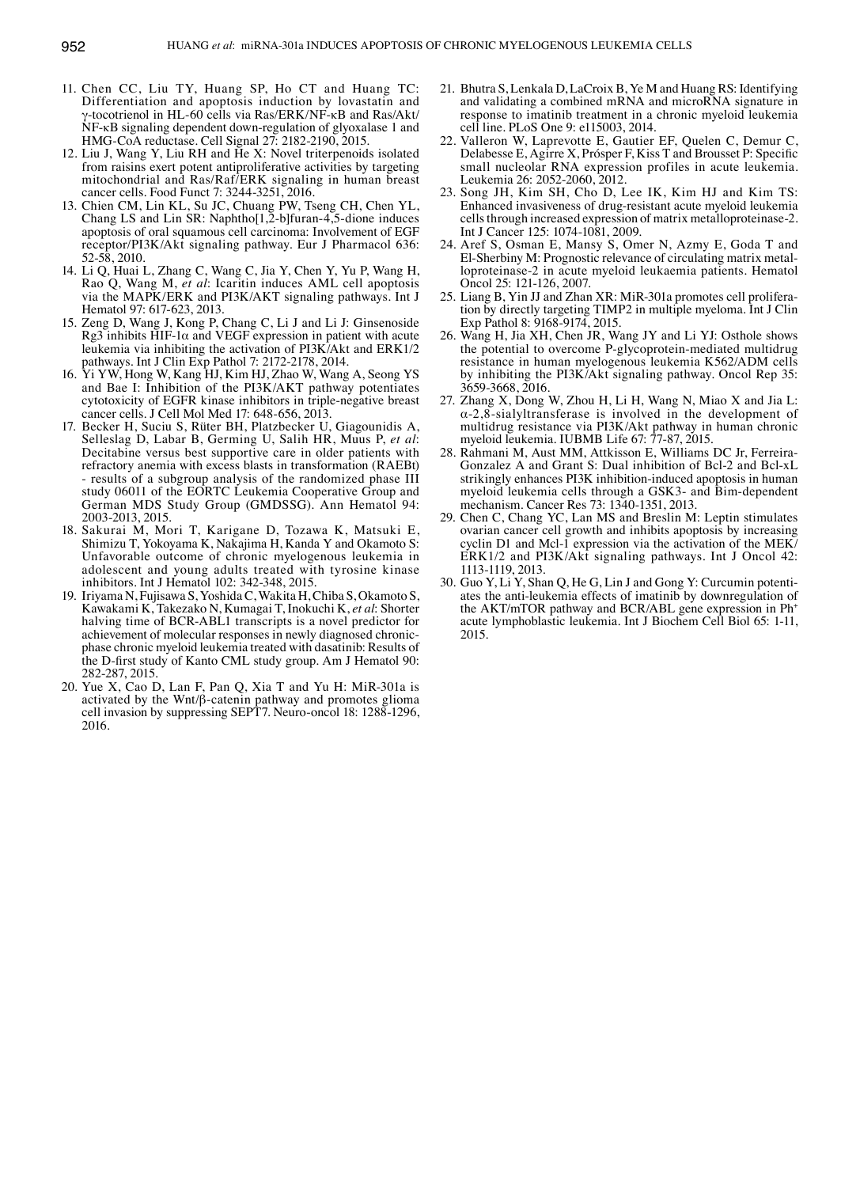11. Chen CC, Liu TY, Huang SP, Ho CT and Huang TC: Differentiation and apoptosis induction by lovastatin and γ-tocotrienol in HL-60 cells via Ras/ERK/NF-κB and Ras/Akt/NF-κB signaling dependent down-regulation of glyoxalase 1 and HMG-CoA reductase. Cell Signal 27: 2182-2190, 2015.
12. Liu J, Wang Y, Liu RH and He X: Novel triterpenoids isolated from raisins exert potent antiproliferative activities by targeting mitochondrial and Ras/Raf/ERK signaling in human breast cancer cells. Food Funct 7: 3244-3251, 2016.
13. Chien CM, Lin KL, Su JC, Chuang PW, Tseng CH, Chen YL, Chang LS and Lin SR: Naphtho[1,2-b]furan-4,5-dione induces apoptosis of oral squamous cell carcinoma: Involvement of EGF receptor/PI3K/Akt signaling pathway. Eur J Pharmacol 636: 52-58, 2010.
14. Li Q, Huai L, Zhang C, Wang C, Jia Y, Chen Y, Yu P, Wang H, Rao Q, Wang M, *et al*: Icaritin induces AML cell apoptosis via the MAPK/ERK and PI3K/AKT signaling pathways. Int J Hematol 97: 617-623, 2013.
15. Zeng D, Wang J, Kong P, Chang C, Li J and Li J: Ginsenoside Rg3 inhibits HIF-1α and VEGF expression in patient with acute leukemia via inhibiting the activation of PI3K/Akt and ERK1/2 pathways. Int J Clin Exp Pathol 7: 2172-2178, 2014.
16. Yi YW, Hong W, Kang HJ, Kim HJ, Zhao W, Wang A, Seong YS and Bae I: Inhibition of the PI3K/AKT pathway potentiates cytotoxicity of EGFR kinase inhibitors in triple-negative breast cancer cells. J Cell Mol Med 17: 648-656, 2013.
17. Becker H, Suciu S, Rüter BH, Platzbecker U, Giagounidis A, Selleslag D, Labar B, Germing U, Salih HR, Muus P, *et al*: Decitabine versus best supportive care in older patients with refractory anemia with excess blasts in transformation (RAEBt) - results of a subgroup analysis of the randomized phase III study 06011 of the EORTC Leukemia Cooperative Group and German MDS Study Group (GMDSSG). Ann Hematol 94: 2003-2013, 2015.
18. Sakurai M, Mori T, Karigane D, Tozawa K, Matsuki E, Shimizu T, Yokoyama K, Nakajima H, Kanda Y and Okamoto S: Unfavorable outcome of chronic myelogenous leukemia in adolescent and young adults treated with tyrosine kinase inhibitors. Int J Hematol 102: 342-348, 2015.
19. Iriyama N, Fujisawa S, Yoshida C, Wakita H, Chiba S, Okamoto S, Kawakami K, Takezako N, Kumagai T, Inokuchi K, *et al*: Shorter halving time of BCR-ABL1 transcripts is a novel predictor for achievement of molecular responses in newly diagnosed chronic-phase chronic myeloid leukemia treated with dasatinib: Results of the D-first study of Kanto CML study group. Am J Hematol 90: 282-287, 2015.
20. Yue X, Cao D, Lan F, Pan Q, Xia T and Yu H: MiR-301a is activated by the Wnt/β-catenin pathway and promotes glioma cell invasion by suppressing SEPT7. Neuro-oncol 18: 1288-1296, 2016.
21. Bhutra S, Lenkala D, LaCroix B, Ye M and Huang RS: Identifying and validating a combined mRNA and microRNA signature in response to imatinib treatment in a chronic myeloid leukemia cell line. PLoS One 9: e115003, 2014.
22. Valleron W, Laprevotte E, Gautier EF, Quelen C, Demur C, Delabesse E, Agirre X, Prósper F, Kiss T and Brousset P: Specific small nucleolar RNA expression profiles in acute leukemia. Leukemia 26: 2052-2060, 2012.
23. Song JH, Kim SH, Cho D, Lee IK, Kim HJ and Kim TS: Enhanced invasiveness of drug-resistant acute myeloid leukemia cells through increased expression of matrix metalloproteinase-2. Int J Cancer 125: 1074-1081, 2009.
24. Aref S, Osman E, Mansy S, Omer N, Azmy E, Goda T and El-Sherbiny M: Prognostic relevance of circulating matrix metalloproteinase-2 in acute myeloid leukaemia patients. Hematol Oncol 25: 121-126, 2007.
25. Liang B, Yin JJ and Zhan XR: MiR-301a promotes cell proliferation by directly targeting TIMP2 in multiple myeloma. Int J Clin Exp Pathol 8: 9168-9174, 2015.
26. Wang H, Jia XH, Chen JR, Wang JY and Li YJ: Osthole shows the potential to overcome P-glycoprotein-mediated multidrug resistance in human myelogenous leukemia K562/ADM cells by inhibiting the PI3K/Akt signaling pathway. Oncol Rep 35: 3659-3668, 2016.
27. Zhang X, Dong W, Zhou H, Li H, Wang N, Miao X and Jia L: α-2,8-sialyltransferase is involved in the development of multidrug resistance via PI3K/Akt pathway in human chronic myeloid leukemia. IUBMB Life 67: 77-87, 2015.
28. Rahmani M, Aust MM, Attkisson E, Williams DC Jr, Ferreira-Gonzalez A and Grant S: Dual inhibition of Bcl-2 and Bcl-xL strikingly enhances PI3K inhibition-induced apoptosis in human myeloid leukemia cells through a GSK3- and Bim-dependent mechanism. Cancer Res 73: 1340-1351, 2013.
29. Chen C, Chang YC, Lan MS and Breslin M: Leptin stimulates ovarian cancer cell growth and inhibits apoptosis by increasing cyclin D1 and Mcl-1 expression via the activation of the MEK/ERK1/2 and PI3K/Akt signaling pathways. Int J Oncol 42: 1113-1119, 2013.
30. Guo Y, Li Y, Shan Q, He G, Lin J and Gong Y: Curcumin potentiates the anti-leukemia effects of imatinib by downregulation of the AKT/mTOR pathway and BCR/ABL gene expression in $Ph^+$ acute lymphoblastic leukemia. Int J Biochem Cell Biol 65: 1-11, 2015.